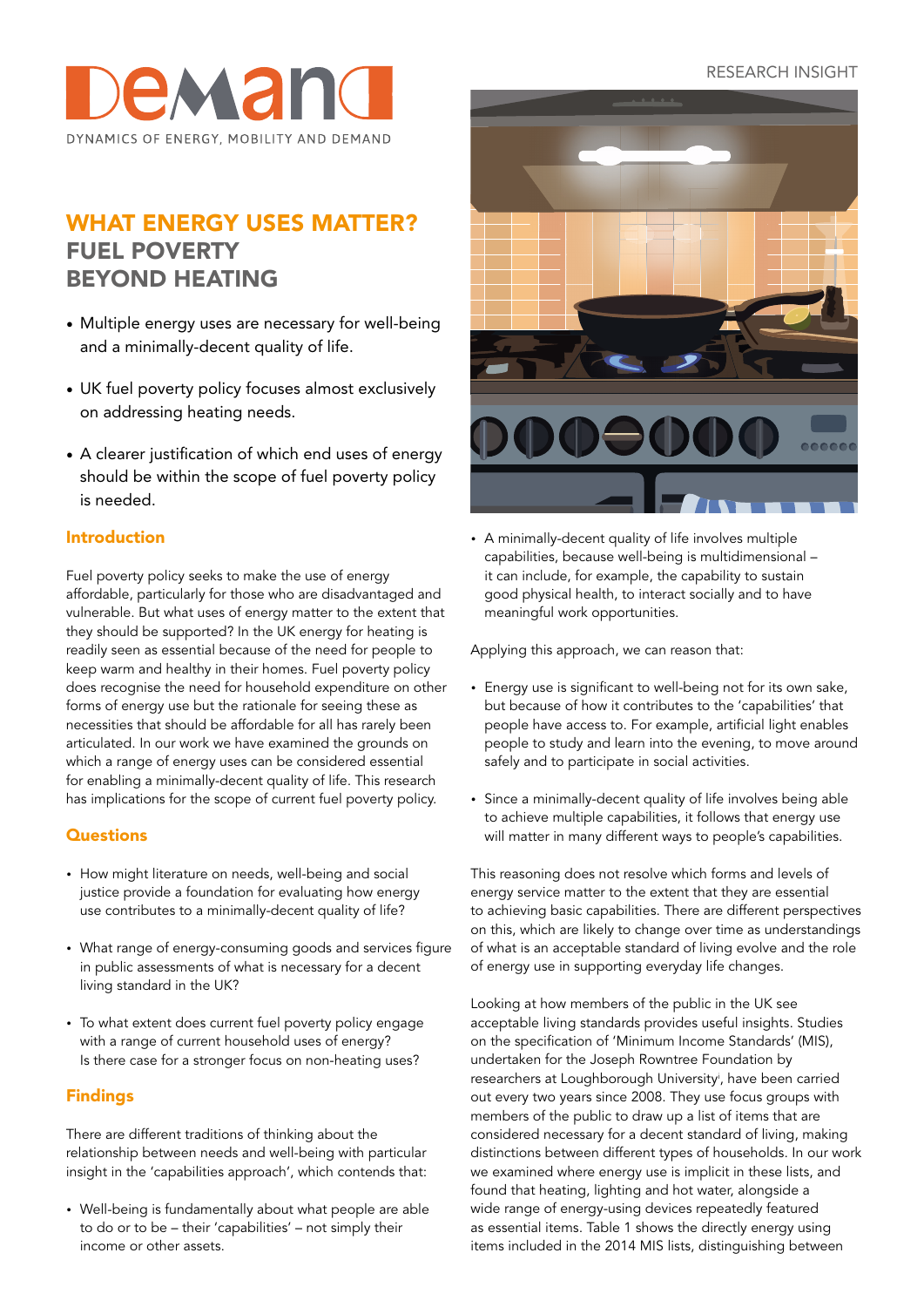DEMAND

DYNAMICS OF ENERGY, MOBILITY AND DEMAND

RESEARCH INSIGHT

# WHAT ENERGY USES MATTER? FUEL POVERTY BEYOND HEATING

- Multiple energy uses are necessary for well-being and a minimally-decent quality of life.
- UK fuel poverty policy focuses almost exclusively on addressing heating needs.
- A clearer justification of which end uses of energy should be within the scope of fuel poverty policy is needed.

## Introduction

Fuel poverty policy seeks to make the use of energy affordable, particularly for those who are disadvantaged and vulnerable. But what uses of energy matter to the extent that they should be supported? In the UK energy for heating is readily seen as essential because of the need for people to keep warm and healthy in their homes. Fuel poverty policy does recognise the need for household expenditure on other forms of energy use but the rationale for seeing these as necessities that should be affordable for all has rarely been articulated. In our work we have examined the grounds on which a range of energy uses can be considered essential for enabling a minimally-decent quality of life. This research has implications for the scope of current fuel poverty policy.

## Questions

- How might literature on needs, well-being and social justice provide a foundation for evaluating how energy use contributes to a minimally-decent quality of life?
- What range of energy-consuming goods and services figure in public assessments of what is necessary for a decent living standard in the UK?
- To what extent does current fuel poverty policy engage with a range of current household uses of energy? Is there case for a stronger focus on non-heating uses?

## Findings

There are different traditions of thinking about the relationship between needs and well-being with particular insight in the 'capabilities approach', which contends that:

- Well-being is fundamentally about what people are able to do or to be – their 'capabilities' – not simply their income or other assets.
- A minimally-decent quality of life involves multiple capabilities, because well-being is multidimensional – it can include, for example, the capability to sustain good physical health, to interact socially and to have meaningful work opportunities.

Applying this approach, we can reason that:

- Energy use is significant to well-being not for its own sake, but because of how it contributes to the 'capabilities' that people have access to. For example, artificial light enables people to study and learn into the evening, to move around safely and to participate in social activities.
- Since a minimally-decent quality of life involves being able to achieve multiple capabilities, it follows that energy use will matter in many different ways to people's capabilities.

This reasoning does not resolve which forms and levels of energy service matter to the extent that they are essential to achieving basic capabilities. There are different perspectives on this, which are likely to change over time as understandings of what is an acceptable standard of living evolve and the role of energy use in supporting everyday life changes.

Looking at how members of the public in the UK see acceptable living standards provides useful insights. Studies on the specification of 'Minimum Income Standards' (MIS), undertaken for the Joseph Rowntree Foundation by researchers at Loughborough University[i], have been carried out every two years since 2008. They use focus groups with members of the public to draw up a list of items that are considered necessary for a decent standard of living, making distinctions between different types of households. In our work we examined where energy use is implicit in these lists, and found that heating, lighting and hot water, alongside a wide range of energy-using devices repeatedly featured as essential items. Table 1 shows the directly energy using items included in the 2014 MIS lists, distinguishing between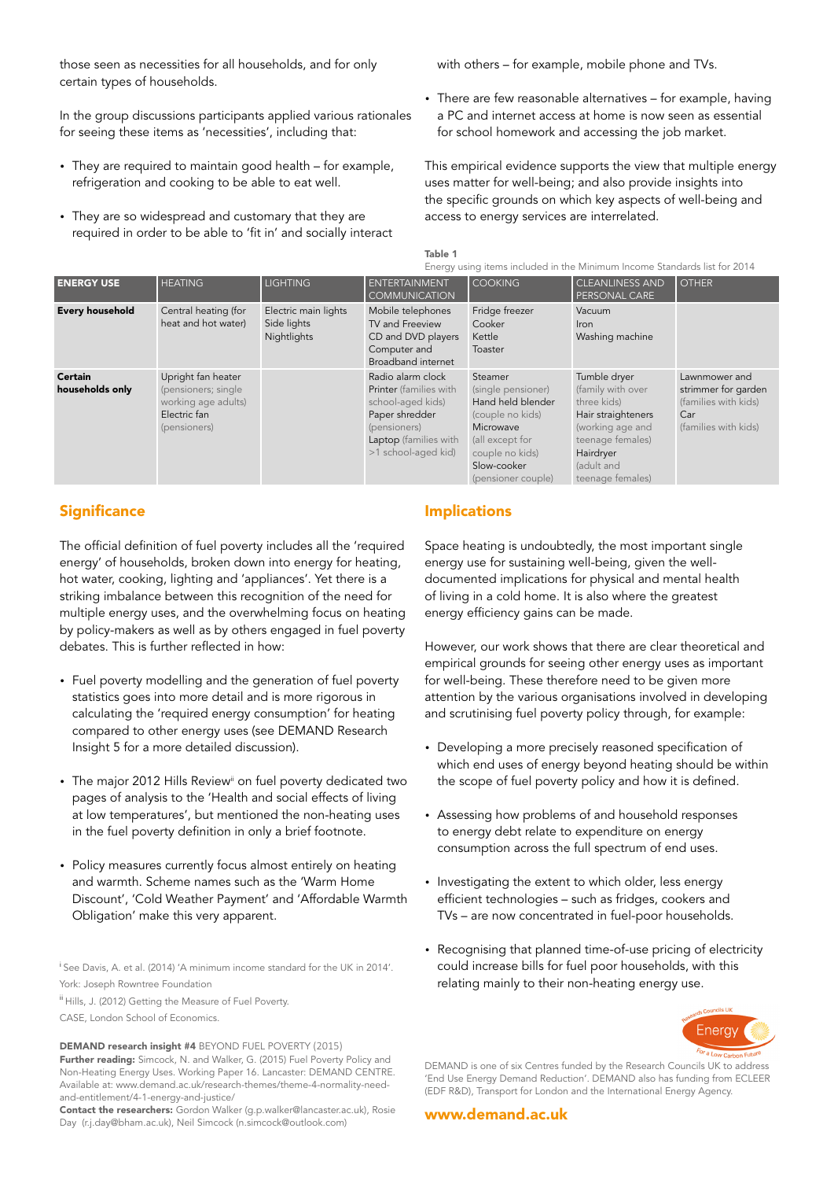those seen as necessities for all households, and for only certain types of households.

In the group discussions participants applied various rationales for seeing these items as 'necessities', including that:

- They are required to maintain good health – for example, refrigeration and cooking to be able to eat well.
- They are so widespread and customary that they are required in order to be able to 'fit in' and socially interact with others – for example, mobile phone and TVs.
- There are few reasonable alternatives – for example, having a PC and internet access at home is now seen as essential for school homework and accessing the job market.

This empirical evidence supports the view that multiple energy uses matter for well-being; and also provide insights into the specific grounds on which key aspects of well-being and access to energy services are interrelated.

**Table 1**
Energy using items included in the Minimum Income Standards list for 2014

| ENERGY USE | HEATING | LIGHTING | ENTERTAINMENT COMMUNICATION | COOKING | CLEANLINESS AND PERSONAL CARE | OTHER |
|---|---|---|---|---|---|---|
| **Every household** | Central heating (for heat and hot water) | Electric main lights<br>Side lights<br>Nightlights | Mobile telephones<br>TV and Freeview<br>CD and DVD players<br>Computer and Broadband internet | Fridge freezer<br>Cooker<br>Kettle<br>Toaster | Vacuum<br>Iron<br>Washing machine | |
| **Certain households only** | Upright fan heater (pensioners; single working age adults)<br>Electric fan (pensioners) | | Radio alarm clock<br>Printer (families with school-aged kids)<br>Paper shredder (pensioners)<br>Laptop (families with >1 school-aged kid) | Steamer (single pensioner)<br>Hand held blender (couple no kids)<br>Microwave (all except for couple no kids)<br>Slow-cooker (pensioner couple) | Tumble dryer (family with over three kids)<br>Hair straighteners (working age and teenage females)<br>Hairdryer (adult and teenage females) | Lawnmower and strimmer for garden (families with kids)<br>Car (families with kids) |

## Significance

The official definition of fuel poverty includes all the 'required energy' of households, broken down into energy for heating, hot water, cooking, lighting and 'appliances'. Yet there is a striking imbalance between this recognition of the need for multiple energy uses, and the overwhelming focus on heating by policy-makers as well as by others engaged in fuel poverty debates. This is further reflected in how:

- Fuel poverty modelling and the generation of fuel poverty statistics goes into more detail and is more rigorous in calculating the 'required energy consumption' for heating compared to other energy uses (see DEMAND Research Insight 5 for a more detailed discussion).
- The major 2012 Hills Review[ii] on fuel poverty dedicated two pages of analysis to the 'Health and social effects of living at low temperatures', but mentioned the non-heating uses in the fuel poverty definition in only a brief footnote.
- Policy measures currently focus almost entirely on heating and warmth. Scheme names such as the 'Warm Home Discount', 'Cold Weather Payment' and 'Affordable Warmth Obligation' make this very apparent.

[i] See Davis, A. et al. (2014) 'A minimum income standard for the UK in 2014'. York: Joseph Rowntree Foundation

[ii] Hills, J. (2012) Getting the Measure of Fuel Poverty. CASE, London School of Economics.

**DEMAND research insight #4** BEYOND FUEL POVERTY (2015)
**Further reading:** Simcock, N. and Walker, G. (2015) Fuel Poverty Policy and Non-Heating Energy Uses. Working Paper 16. Lancaster: DEMAND CENTRE. Available at: www.demand.ac.uk/research-themes/theme-4-normality-need-and-entitlement/4-1-energy-and-justice/
**Contact the researchers:** Gordon Walker (g.p.walker@lancaster.ac.uk), Rosie Day (r.j.day@bham.ac.uk), Neil Simcock (n.simcock@outlook.com)

## Implications

Space heating is undoubtedly, the most important single energy use for sustaining well-being, given the well-documented implications for physical and mental health of living in a cold home. It is also where the greatest energy efficiency gains can be made.

However, our work shows that there are clear theoretical and empirical grounds for seeing other energy uses as important for well-being. These therefore need to be given more attention by the various organisations involved in developing and scrutinising fuel poverty policy through, for example:

- Developing a more precisely reasoned specification of which end uses of energy beyond heating should be within the scope of fuel poverty policy and how it is defined.
- Assessing how problems of and household responses to energy debt relate to expenditure on energy consumption across the full spectrum of end uses.
- Investigating the extent to which older, less energy efficient technologies – such as fridges, cookers and TVs – are now concentrated in fuel-poor households.
- Recognising that planned time-of-use pricing of electricity could increase bills for fuel poor households, with this relating mainly to their non-heating energy use.

Research Councils UK Energy For a Low Carbon Future

DEMAND is one of six Centres funded by the Research Councils UK to address 'End Use Energy Demand Reduction'. DEMAND also has funding from ECLEER (EDF R&D), Transport for London and the International Energy Agency.

**www.demand.ac.uk**